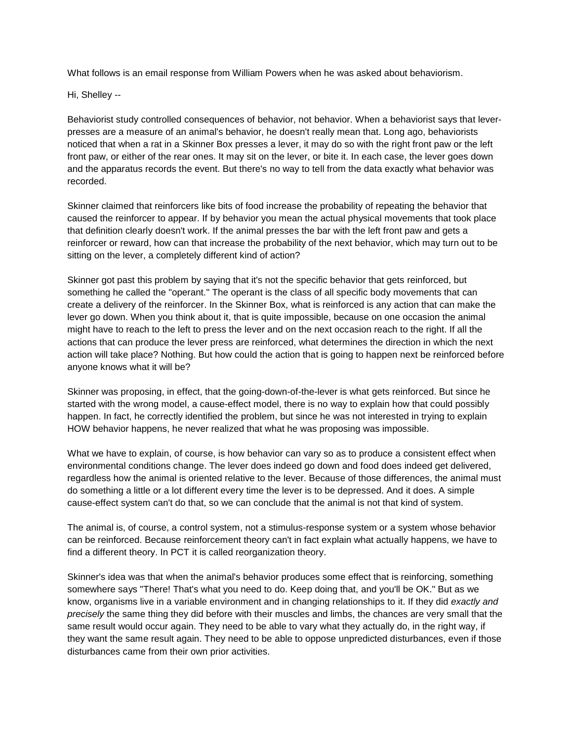What follows is an email response from William Powers when he was asked about behaviorism.

Hi, Shelley --

Behaviorist study controlled consequences of behavior, not behavior. When a behaviorist says that lever-presses are a measure of an animal's behavior, he doesn't really mean that. Long ago, behaviorists noticed that when a rat in a Skinner Box presses a lever, it may do so with the right front paw or the left front paw, or either of the rear ones. It may sit on the lever, or bite it. In each case, the lever goes down and the apparatus records the event. But there's no way to tell from the data exactly what behavior was recorded.

Skinner claimed that reinforcers like bits of food increase the probability of repeating the behavior that caused the reinforcer to appear. If by behavior you mean the actual physical movements that took place that definition clearly doesn't work. If the animal presses the bar with the left front paw and gets a reinforcer or reward, how can that increase the probability of the next behavior, which may turn out to be sitting on the lever, a completely different kind of action?

Skinner got past this problem by saying that it's not the specific behavior that gets reinforced, but something he called the "operant." The operant is the class of all specific body movements that can create a delivery of the reinforcer. In the Skinner Box, what is reinforced is any action that can make the lever go down. When you think about it, that is quite impossible, because on one occasion the animal might have to reach to the left to press the lever and on the next occasion reach to the right. If all the actions that can produce the lever press are reinforced, what determines the direction in which the next action will take place? Nothing. But how could the action that is going to happen next be reinforced before anyone knows what it will be?

Skinner was proposing, in effect, that the going-down-of-the-lever is what gets reinforced. But since he started with the wrong model, a cause-effect model, there is no way to explain how that could possibly happen. In fact, he correctly identified the problem, but since he was not interested in trying to explain HOW behavior happens, he never realized that what he was proposing was impossible.

What we have to explain, of course, is how behavior can vary so as to produce a consistent effect when environmental conditions change. The lever does indeed go down and food does indeed get delivered, regardless how the animal is oriented relative to the lever. Because of those differences, the animal must do something a little or a lot different every time the lever is to be depressed. And it does. A simple cause-effect system can't do that, so we can conclude that the animal is not that kind of system.

The animal is, of course, a control system, not a stimulus-response system or a system whose behavior can be reinforced. Because reinforcement theory can't in fact explain what actually happens, we have to find a different theory. In PCT it is called reorganization theory.

Skinner's idea was that when the animal's behavior produces some effect that is reinforcing, something somewhere says "There! That's what you need to do. Keep doing that, and you'll be OK." But as we know, organisms live in a variable environment and in changing relationships to it. If they did *exactly and precisely* the same thing they did before with their muscles and limbs, the chances are very small that the same result would occur again. They need to be able to vary what they actually do, in the right way, if they want the same result again. They need to be able to oppose unpredicted disturbances, even if those disturbances came from their own prior activities.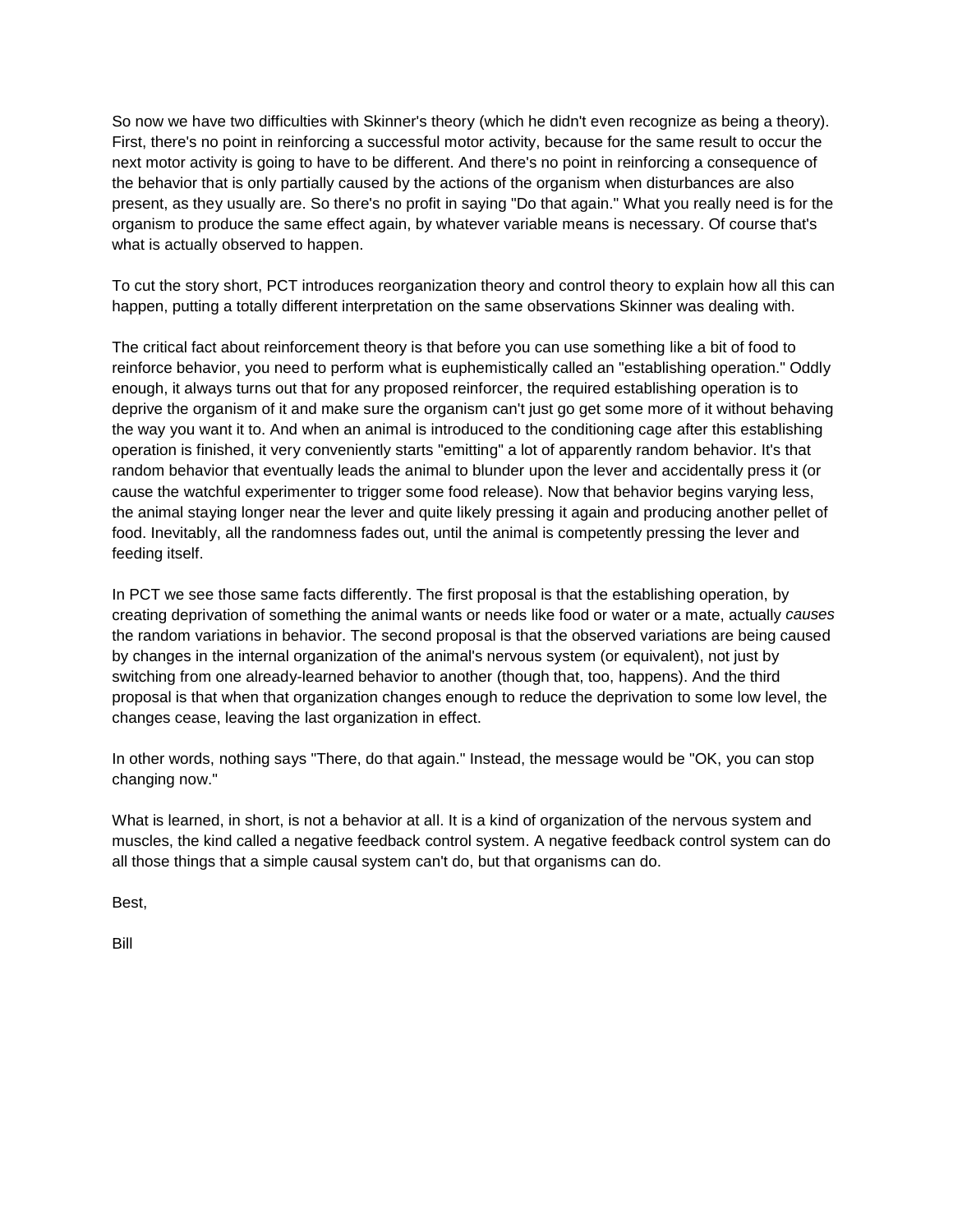So now we have two difficulties with Skinner's theory (which he didn't even recognize as being a theory). First, there's no point in reinforcing a successful motor activity, because for the same result to occur the next motor activity is going to have to be different. And there's no point in reinforcing a consequence of the behavior that is only partially caused by the actions of the organism when disturbances are also present, as they usually are. So there's no profit in saying "Do that again." What you really need is for the organism to produce the same effect again, by whatever variable means is necessary. Of course that's what is actually observed to happen.

To cut the story short, PCT introduces reorganization theory and control theory to explain how all this can happen, putting a totally different interpretation on the same observations Skinner was dealing with.

The critical fact about reinforcement theory is that before you can use something like a bit of food to reinforce behavior, you need to perform what is euphemistically called an "establishing operation." Oddly enough, it always turns out that for any proposed reinforcer, the required establishing operation is to deprive the organism of it and make sure the organism can't just go get some more of it without behaving the way you want it to. And when an animal is introduced to the conditioning cage after this establishing operation is finished, it very conveniently starts "emitting" a lot of apparently random behavior. It's that random behavior that eventually leads the animal to blunder upon the lever and accidentally press it (or cause the watchful experimenter to trigger some food release). Now that behavior begins varying less, the animal staying longer near the lever and quite likely pressing it again and producing another pellet of food. Inevitably, all the randomness fades out, until the animal is competently pressing the lever and feeding itself.

In PCT we see those same facts differently. The first proposal is that the establishing operation, by creating deprivation of something the animal wants or needs like food or water or a mate, actually *causes* the random variations in behavior. The second proposal is that the observed variations are being caused by changes in the internal organization of the animal's nervous system (or equivalent), not just by switching from one already-learned behavior to another (though that, too, happens). And the third proposal is that when that organization changes enough to reduce the deprivation to some low level, the changes cease, leaving the last organization in effect.

In other words, nothing says "There, do that again." Instead, the message would be "OK, you can stop changing now."

What is learned, in short, is not a behavior at all. It is a kind of organization of the nervous system and muscles, the kind called a negative feedback control system. A negative feedback control system can do all those things that a simple causal system can't do, but that organisms can do.

Best,

Bill